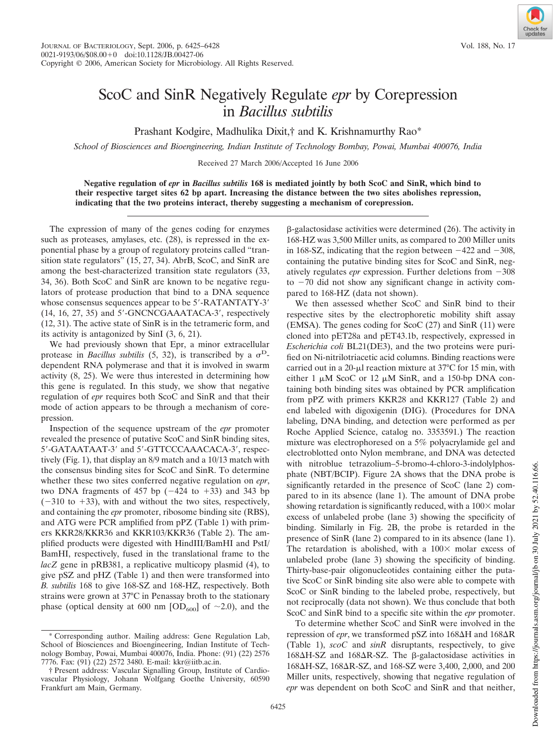# ScoC and SinR Negatively Regulate *epr* by Corepression in *Bacillus subtilis*

Prashant Kodgire, Madhulika Dixit,† and K. Krishnamurthy Rao*

*School of Biosciences and Bioengineering, Indian Institute of Technology Bombay, Powai, Mumbai 400076, India*

Received 27 March 2006/Accepted 16 June 2006

**Negative regulation of *epr* in *Bacillus subtilis* 168 is mediated jointly by both ScoC and SinR, which bind to their respective target sites 62 bp apart. Increasing the distance between the two sites abolishes repression, indicating that the two proteins interact, thereby suggesting a mechanism of corepression.**

The expression of many of the genes coding for enzymes such as proteases, amylases, etc. (28), is repressed in the exponential phase by a group of regulatory proteins called "transition state regulators" (15, 27, 34). AbrB, ScoC, and SinR are among the best-characterized transition state regulators (33, 34, 36). Both ScoC and SinR are known to be negative regulators of protease production that bind to a DNA sequence whose consensus sequences appear to be 5′-RATANTATY-3′ (14, 16, 27, 35) and 5′-GNCNCGAAATACA-3′, respectively (12, 31). The active state of SinR is in the tetrameric form, and its activity is antagonized by SinI (3, 6, 21).

We had previously shown that Epr, a minor extracellular protease in *Bacillus subtilis* (5, 32), is transcribed by a $\sigma^D$-dependent RNA polymerase and that it is involved in swarm activity (8, 25). We were thus interested in determining how this gene is regulated. In this study, we show that negative regulation of *epr* requires both ScoC and SinR and that their mode of action appears to be through a mechanism of corepression.

Inspection of the sequence upstream of the *epr* promoter revealed the presence of putative ScoC and SinR binding sites, 5′-GATAATAAT-3′ and 5′-GTTCCCAAACACA-3′, respectively (Fig. 1), that display an 8/9 match and a 10/13 match with the consensus binding sites for ScoC and SinR. To determine whether these two sites conferred negative regulation on *epr*, two DNA fragments of 457 bp (−424 to +33) and 343 bp (−310 to +33), with and without the two sites, respectively, and containing the *epr* promoter, ribosome binding site (RBS), and ATG were PCR amplified from pPZ (Table 1) with primers KKR28/KKR36 and KKR103/KKR36 (Table 2). The amplified products were digested with HindIII/BamHI and PstI/BamHI, respectively, fused in the translational frame to the *lacZ* gene in pRB381, a replicative multicopy plasmid (4), to give pSZ and pHZ (Table 1) and then were transformed into *B. subtilis* 168 to give 168-SZ and 168-HZ, respectively. Both strains were grown at 37°C in Penassay broth to the stationary phase (optical density at 600 nm [$OD_{600}$] of ~2.0), and the β-galactosidase activities were determined (26). The activity in 168-HZ was 3,500 Miller units, as compared to 200 Miller units in 168-SZ, indicating that the region between −422 and −308, containing the putative binding sites for ScoC and SinR, negatively regulates *epr* expression. Further deletions from −308 to −70 did not show any significant change in activity compared to 168-HZ (data not shown).

We then assessed whether ScoC and SinR bind to their respective sites by the electrophoretic mobility shift assay (EMSA). The genes coding for ScoC (27) and SinR (11) were cloned into pET28a and pET43.1b, respectively, expressed in *Escherichia coli* BL21(DE3), and the two proteins were purified on Ni-nitrilotriacetic acid columns. Binding reactions were carried out in a 20-μl reaction mixture at 37°C for 15 min, with either 1 μM ScoC or 12 μM SinR, and a 150-bp DNA containing both binding sites was obtained by PCR amplification from pPZ with primers KKR28 and KKR127 (Table 2) and end labeled with digoxigenin (DIG). (Procedures for DNA labeling, DNA binding, and detection were performed as per Roche Applied Science, catalog no. 3353591.) The reaction mixture was electrophoresed on a 5% polyacrylamide gel and electroblotted onto Nylon membrane, and DNA was detected with nitroblue tetrazolium–5-bromo-4-chloro-3-indolylphosphate (NBT/BCIP). Figure 2A shows that the DNA probe is significantly retarded in the presence of ScoC (lane 2) compared to in its absence (lane 1). The amount of DNA probe showing retardation is significantly reduced, with a 100× molar excess of unlabeled probe (lane 3) showing the specificity of binding. Similarly in Fig. 2B, the probe is retarded in the presence of SinR (lane 2) compared to in its absence (lane 1). The retardation is abolished, with a 100× molar excess of unlabeled probe (lane 3) showing the specificity of binding. Thirty-base-pair oligonucleotides containing either the putative ScoC or SinR binding site also were able to compete with ScoC or SinR binding to the labeled probe, respectively, but not reciprocally (data not shown). We thus conclude that both ScoC and SinR bind to a specific site within the *epr* promoter.

To determine whether ScoC and SinR were involved in the repression of *epr*, we transformed pSZ into 168ΔH and 168ΔR (Table 1), *scoC* and *sinR* disruptants, respectively, to give 168ΔH-SZ and 168ΔR-SZ. The β-galactosidase activities in 168ΔH-SZ, 168ΔR-SZ, and 168-SZ were 3,400, 2,000, and 200 Miller units, respectively, showing that negative regulation of *epr* was dependent on both ScoC and SinR and that neither,

* Corresponding author. Mailing address: Gene Regulation Lab, School of Biosciences and Bioengineering, Indian Institute of Technology Bombay, Powai, Mumbai 400076, India. Phone: (91) (22) 2576 7776. Fax: (91) (22) 2572 3480. E-mail: kkr@iitb.ac.in.

† Present address: Vascular Signalling Group, Institute of Cardiovascular Physiology, Johann Wolfgang Goethe University, 60590 Frankfurt am Main, Germany.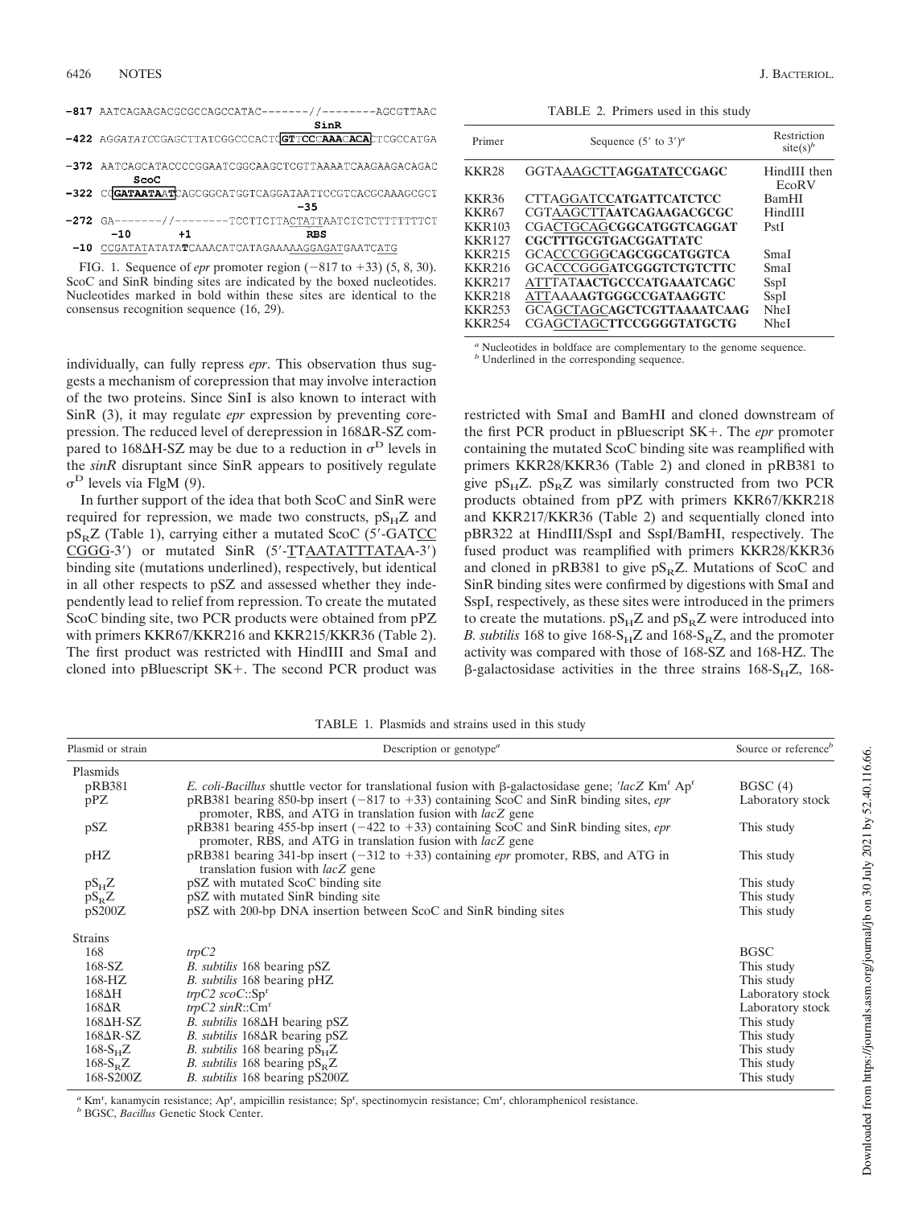```
-817 AATCAGAAGACGCGCCAGCCATAC-------//--------AGCGTTAAC
                                              SinR
-422 AGGATATCCGAGCTTATCGGCCCACTCGTTCCCAAACACACTCGCCATGA

-372 AATCAGCATACCCCGGAATCGGCAAGCTCGTTAAAATCAAGAAGACAGAC
        ScoC
-322 CCGATAATAATCAGCGGCATGGTCAGGATAATTCCGTCACGCAAAGCGCT
                                           -35
-272 GA-------//--------TCCTTCTTACTATTAATCTCTCTTTTTTTCT
       -10      +1                        RBS
 -10 CCGATATATATATCAAACATCATAGAAAAAGGAGATGAATCATG
```

FIG. 1. Sequence of *epr* promoter region (−817 to +33) (5, 8, 30). ScoC and SinR binding sites are indicated by the boxed nucleotides. Nucleotides marked in bold within these sites are identical to the consensus recognition sequence (16, 29).

individually, can fully repress *epr*. This observation thus suggests a mechanism of corepression that may involve interaction of the two proteins. Since SinI is also known to interact with SinR (3), it may regulate *epr* expression by preventing corepression. The reduced level of derepression in 168ΔR-SZ compared to 168ΔH-SZ may be due to a reduction in $\sigma^D$ levels in the *sinR* disruptant since SinR appears to positively regulate $\sigma^D$ levels via FlgM (9).

In further support of the idea that both ScoC and SinR were required for repression, we made two constructs, $pS_HZ$ and $pS_RZ$ (Table 1), carrying either a mutated ScoC (5′-GATCCCGGG-3′) or mutated SinR (5′-TTAATATTTATAA-3′) binding site (mutations underlined), respectively, but identical in all other respects to pSZ and assessed whether they independently lead to relief from repression. To create the mutated ScoC binding site, two PCR products were obtained from pPZ with primers KKR67/KKR216 and KKR215/KKR36 (Table 2). The first product was restricted with HindIII and SmaI and cloned into pBluescript SK+. The second PCR product was restricted with SmaI and BamHI and cloned downstream of the first PCR product in pBluescript SK+. The *epr* promoter containing the mutated ScoC binding site was reamplified with primers KKR28/KKR36 (Table 2) and cloned in pRB381 to give $pS_HZ$. $pS_RZ$ was similarly constructed from two PCR products obtained from pPZ with primers KKR67/KKR218 and KKR217/KKR36 (Table 2) and sequentially cloned into pBR322 at HindIII/SspI and SspI/BamHI, respectively. The fused product was reamplified with primers KKR28/KKR36 and cloned in pRB381 to give $pS_RZ$. Mutations of ScoC and SinR binding sites were confirmed by digestions with SmaI and SspI, respectively, as these sites were introduced in the primers to create the mutations. $pS_HZ$ and $pS_RZ$ were introduced into *B. subtilis* 168 to give $168\text{-}S_HZ$ and $168\text{-}S_RZ$, and the promoter activity was compared with those of 168-SZ and 168-HZ. The β-galactosidase activities in the three strains $168\text{-}S_HZ$, 168-

TABLE 2. Primers used in this study

| Primer | Sequence (5′ to 3′)[a] | Restriction site(s)[b] |
|---|---|---|
| KKR28 | GGTAAAGCTTAGGATATCCGAGC | HindIII then EcoRV |
| KKR36 | CTTAGGATCCATGATTCATCTCC | BamHI |
| KKR67 | CGTAAGCTTAATCAGAAGACGCGC | HindIII |
| KKR103 | CGACTGCAGCGGCATGGTCAGGAT | PstI |
| KKR127 | CGCTTTGCGTGACGGATTATC | |
| KKR215 | GCACCCGGGCAGCGGCATGGTCA | SmaI |
| KKR216 | GCACCCGGGATCGGGTCTGTCTTC | SmaI |
| KKR217 | ATTTATAACTGCCCATGAAATCAGC | SspI |
| KKR218 | ATTAAAAGTGGGCCGATAAGGTC | SspI |
| KKR253 | GCAGCTAGCAGCTCGTTAAAATCAAG | NheI |
| KKR254 | CGAGCTAGCTTCCGGGGTATGCTG | NheI |

[a] Nucleotides in boldface are complementary to the genome sequence.
[b] Underlined in the corresponding sequence.

TABLE 1. Plasmids and strains used in this study

| Plasmid or strain | Description or genotype[a] | Source or reference[b] |
|---|---|---|
| Plasmids | | |
| pRB381 | *E. coli-Bacillus* shuttle vector for translational fusion with β-galactosidase gene; *′lacZ* $Km^r$ $Ap^r$ | BGSC (4) |
| pPZ | pRB381 bearing 850-bp insert (−817 to +33) containing ScoC and SinR binding sites, *epr* promoter, RBS, and ATG in translation fusion with *lacZ* gene | Laboratory stock |
| pSZ | pRB381 bearing 455-bp insert (−422 to +33) containing ScoC and SinR binding sites, *epr* promoter, RBS, and ATG in translation fusion with *lacZ* gene | This study |
| pHZ | pRB381 bearing 341-bp insert (−312 to +33) containing *epr* promoter, RBS, and ATG in translation fusion with *lacZ* gene | This study |
| $pS_HZ$ | pSZ with mutated ScoC binding site | This study |
| $pS_RZ$ | pSZ with mutated SinR binding site | This study |
| pS200Z | pSZ with 200-bp DNA insertion between ScoC and SinR binding sites | This study |
| Strains | | |
| 168 | *trpC2* | BGSC |
| 168-SZ | *B. subtilis* 168 bearing pSZ | This study |
| 168-HZ | *B. subtilis* 168 bearing pHZ | This study |
| 168ΔH | *trpC2 scoC*::$Sp^r$ | Laboratory stock |
| 168ΔR | *trpC2 sinR*::$Cm^r$ | Laboratory stock |
| 168ΔH-SZ | *B. subtilis* 168ΔH bearing pSZ | This study |
| 168ΔR-SZ | *B. subtilis* 168ΔR bearing pSZ | This study |
| $168\text{-}S_HZ$ | *B. subtilis* 168 bearing $pS_HZ$ | This study |
| $168\text{-}S_RZ$ | *B. subtilis* 168 bearing $pS_RZ$ | This study |
| 168-S200Z | *B. subtilis* 168 bearing pS200Z | This study |

[a] $Km^r$, kanamycin resistance; $Ap^r$, ampicillin resistance; $Sp^r$, spectinomycin resistance; $Cm^r$, chloramphenicol resistance.
[b] BGSC, *Bacillus* Genetic Stock Center.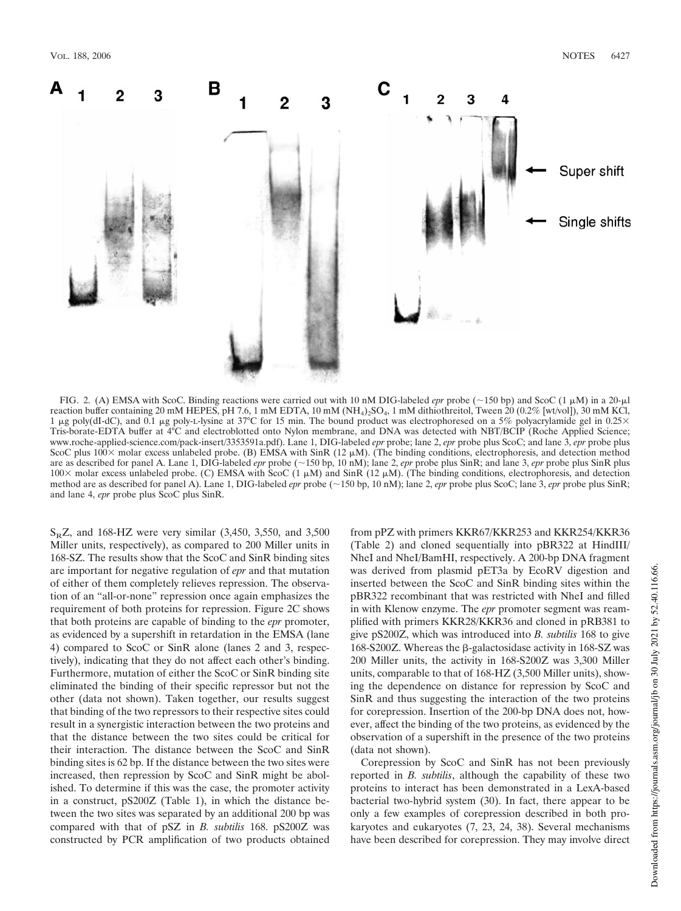FIG. 2. (A) EMSA with ScoC. Binding reactions were carried out with 10 nM DIG-labeled *epr* probe (~150 bp) and ScoC (1 μM) in a 20-μl reaction buffer containing 20 mM HEPES, pH 7.6, 1 mM EDTA, 10 mM $(NH_4)_2SO_4$, 1 mM dithiothreitol, Tween 20 (0.2% [wt/vol]), 30 mM KCl, 1 μg poly(dI-dC), and 0.1 μg poly-L-lysine at 37°C for 15 min. The bound product was electrophoresed on a 5% polyacrylamide gel in 0.25× Tris-borate-EDTA buffer at 4°C and electroblotted onto Nylon membrane, and DNA was detected with NBT/BCIP (Roche Applied Science; www.roche-applied-science.com/pack-insert/3353591a.pdf). Lane 1, DIG-labeled *epr* probe; lane 2, *epr* probe plus ScoC; and lane 3, *epr* probe plus ScoC plus 100× molar excess unlabeled probe. (B) EMSA with SinR (12 μM). (The binding conditions, electrophoresis, and detection method are as described for panel A. Lane 1, DIG-labeled *epr* probe (~150 bp, 10 nM); lane 2, *epr* probe plus SinR; and lane 3, *epr* probe plus SinR plus 100× molar excess unlabeled probe. (C) EMSA with ScoC (1 μM) and SinR (12 μM). (The binding conditions, electrophoresis, and detection method are as described for panel A). Lane 1, DIG-labeled *epr* probe (~150 bp, 10 nM); lane 2, *epr* probe plus ScoC; lane 3, *epr* probe plus SinR; and lane 4, *epr* probe plus ScoC plus SinR.

$S_RZ$, and 168-HZ were very similar (3,450, 3,550, and 3,500 Miller units, respectively), as compared to 200 Miller units in 168-SZ. The results show that the ScoC and SinR binding sites are important for negative regulation of *epr* and that mutation of either of them completely relieves repression. The observation of an "all-or-none" repression once again emphasizes the requirement of both proteins for repression. Figure 2C shows that both proteins are capable of binding to the *epr* promoter, as evidenced by a supershift in retardation in the EMSA (lane 4) compared to ScoC or SinR alone (lanes 2 and 3, respectively), indicating that they do not affect each other's binding. Furthermore, mutation of either the ScoC or SinR binding site eliminated the binding of their specific repressor but not the other (data not shown). Taken together, our results suggest that binding of the two repressors to their respective sites could result in a synergistic interaction between the two proteins and that the distance between the two sites could be critical for their interaction. The distance between the ScoC and SinR binding sites is 62 bp. If the distance between the two sites were increased, then repression by ScoC and SinR might be abolished. To determine if this was the case, the promoter activity in a construct, pS200Z (Table 1), in which the distance between the two sites was separated by an additional 200 bp was compared with that of pSZ in *B. subtilis* 168. pS200Z was constructed by PCR amplification of two products obtained from pPZ with primers KKR67/KKR253 and KKR254/KKR36 (Table 2) and cloned sequentially into pBR322 at HindIII/NheI and NheI/BamHI, respectively. A 200-bp DNA fragment was derived from plasmid pET3a by EcoRV digestion and inserted between the ScoC and SinR binding sites within the pBR322 recombinant that was restricted with NheI and filled in with Klenow enzyme. The *epr* promoter segment was reamplified with primers KKR28/KKR36 and cloned in pRB381 to give pS200Z, which was introduced into *B. subtilis* 168 to give 168-S200Z. Whereas the β-galactosidase activity in 168-SZ was 200 Miller units, the activity in 168-S200Z was 3,300 Miller units, comparable to that of 168-HZ (3,500 Miller units), showing the dependence on distance for repression by ScoC and SinR and thus suggesting the interaction of the two proteins for corepression. Insertion of the 200-bp DNA does not, however, affect the binding of the two proteins, as evidenced by the observation of a supershift in the presence of the two proteins (data not shown).

Corepression by ScoC and SinR has not been previously reported in *B. subtilis*, although the capability of these two proteins to interact has been demonstrated in a LexA-based bacterial two-hybrid system (30). In fact, there appear to be only a few examples of corepression described in both prokaryotes and eukaryotes (7, 23, 24, 38). Several mechanisms have been described for corepression. They may involve direct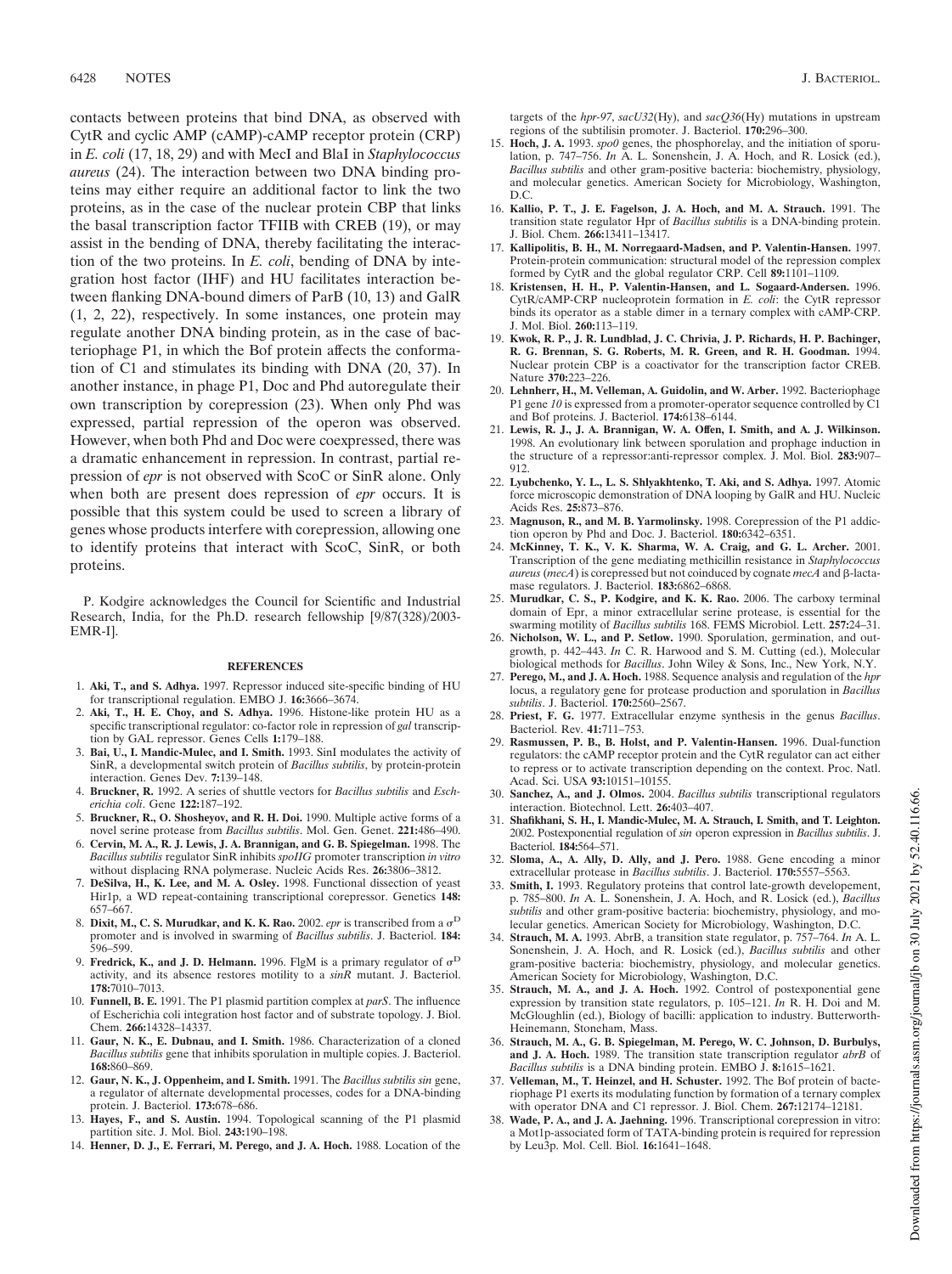contacts between proteins that bind DNA, as observed with CytR and cyclic AMP (cAMP)-cAMP receptor protein (CRP) in *E. coli* (17, 18, 29) and with MecI and BlaI in *Staphylococcus aureus* (24). The interaction between two DNA binding proteins may either require an additional factor to link the two proteins, as in the case of the nuclear protein CBP that links the basal transcription factor TFIIB with CREB (19), or may assist in the bending of DNA, thereby facilitating the interaction of the two proteins. In *E. coli*, bending of DNA by integration host factor (IHF) and HU facilitates interaction between flanking DNA-bound dimers of ParB (10, 13) and GalR (1, 2, 22), respectively. In some instances, one protein may regulate another DNA binding protein, as in the case of bacteriophage P1, in which the Bof protein affects the conformation of C1 and stimulates its binding with DNA (20, 37). In another instance, in phage P1, Doc and Phd autoregulate their own transcription by corepression (23). When only Phd was expressed, partial repression of the operon was observed. However, when both Phd and Doc were coexpressed, there was a dramatic enhancement in repression. In contrast, partial repression of *epr* is not observed with ScoC or SinR alone. Only when both are present does repression of *epr* occurs. It is possible that this system could be used to screen a library of genes whose products interfere with corepression, allowing one to identify proteins that interact with ScoC, SinR, or both proteins.

P. Kodgire acknowledges the Council for Scientific and Industrial Research, India, for the Ph.D. research fellowship [9/87(328)/2003-EMR-I].

## REFERENCES

1. **Aki, T., and S. Adhya.** 1997. Repressor induced site-specific binding of HU for transcriptional regulation. EMBO J. **16:**3666–3674.
2. **Aki, T., H. E. Choy, and S. Adhya.** 1996. Histone-like protein HU as a specific transcriptional regulator: co-factor role in repression of *gal* transcription by GAL repressor. Genes Cells **1:**179–188.
3. **Bai, U., I. Mandic-Mulec, and I. Smith.** 1993. SinI modulates the activity of SinR, a developmental switch protein of *Bacillus subtilis*, by protein-protein interaction. Genes Dev. **7:**139–148.
4. **Bruckner, R.** 1992. A series of shuttle vectors for *Bacillus subtilis* and *Escherichia coli*. Gene **122:**187–192.
5. **Bruckner, R., O. Shosheyov, and R. H. Doi.** 1990. Multiple active forms of a novel serine protease from *Bacillus subtilis*. Mol. Gen. Genet. **221:**486–490.
6. **Cervin, M. A., R. J. Lewis, J. A. Brannigan, and G. B. Spiegelman.** 1998. The *Bacillus subtilis* regulator SinR inhibits *spoIIG* promoter transcription *in vitro* without displacing RNA polymerase. Nucleic Acids Res. **26:**3806–3812.
7. **DeSilva, H., K. Lee, and M. A. Osley.** 1998. Functional dissection of yeast Hir1p, a WD repeat-containing transcriptional corepressor. Genetics **148:** 657–667.
8. **Dixit, M., C. S. Murudkar, and K. K. Rao.** 2002. *epr* is transcribed from a $\sigma^D$ promoter and is involved in swarming of *Bacillus subtilis*. J. Bacteriol. **184:** 596–599.
9. **Fredrick, K., and J. D. Helmann.** 1996. FlgM is a primary regulator of $\sigma^D$ activity, and its absence restores motility to a *sinR* mutant. J. Bacteriol. **178:**7010–7013.
10. **Funnell, B. E.** 1991. The P1 plasmid partition complex at *parS*. The influence of Escherichia coli integration host factor and of substrate topology. J. Biol. Chem. **266:**14328–14337.
11. **Gaur, N. K., E. Dubnau, and I. Smith.** 1986. Characterization of a cloned *Bacillus subtilis* gene that inhibits sporulation in multiple copies. J. Bacteriol. **168:**860–869.
12. **Gaur, N. K., J. Oppenheim, and I. Smith.** 1991. The *Bacillus subtilis sin* gene, a regulator of alternate developmental processes, codes for a DNA-binding protein. J. Bacteriol. **173:**678–686.
13. **Hayes, F., and S. Austin.** 1994. Topological scanning of the P1 plasmid partition site. J. Mol. Biol. **243:**190–198.
14. **Henner, D. J., E. Ferrari, M. Perego, and J. A. Hoch.** 1988. Location of the targets of the *hpr-97*, *sacU32*(Hy), and *sacQ36*(Hy) mutations in upstream regions of the subtilisin promoter. J. Bacteriol. **170:**296–300.
15. **Hoch, J. A.** 1993. *spo0* genes, the phosphorelay, and the initiation of sporulation, p. 747–756. *In* A. L. Sonenshein, J. A. Hoch, and R. Losick (ed.), *Bacillus subtilis* and other gram-positive bacteria: biochemistry, physiology, and molecular genetics. American Society for Microbiology, Washington, D.C.
16. **Kallio, P. T., J. E. Fagelson, J. A. Hoch, and M. A. Strauch.** 1991. The transition state regulator Hpr of *Bacillus subtilis* is a DNA-binding protein. J. Biol. Chem. **266:**13411–13417.
17. **Kallipolitis, B. H., M. Norregaard-Madsen, and P. Valentin-Hansen.** 1997. Protein-protein communication: structural model of the repression complex formed by CytR and the global regulator CRP. Cell **89:**1101–1109.
18. **Kristensen, H. H., P. Valentin-Hansen, and L. Sogaard-Andersen.** 1996. CytR/cAMP-CRP nucleoprotein formation in *E. coli*: the CytR repressor binds its operator as a stable dimer in a ternary complex with cAMP-CRP. J. Mol. Biol. **260:**113–119.
19. **Kwok, R. P., J. R. Lundblad, J. C. Chrivia, J. P. Richards, H. P. Bachinger, R. G. Brennan, S. G. Roberts, M. R. Green, and R. H. Goodman.** 1994. Nuclear protein CBP is a coactivator for the transcription factor CREB. Nature **370:**223–226.
20. **Lehnherr, H., M. Velleman, A. Guidolin, and W. Arber.** 1992. Bacteriophage P1 gene *10* is expressed from a promoter-operator sequence controlled by C1 and Bof proteins. J. Bacteriol. **174:**6138–6144.
21. **Lewis, R. J., J. A. Brannigan, W. A. Offen, I. Smith, and A. J. Wilkinson.** 1998. An evolutionary link between sporulation and prophage induction in the structure of a repressor:anti-repressor complex. J. Mol. Biol. **283:**907–912.
22. **Lyubchenko, Y. L., L. S. Shlyakhtenko, T. Aki, and S. Adhya.** 1997. Atomic force microscopic demonstration of DNA looping by GalR and HU. Nucleic Acids Res. **25:**873–876.
23. **Magnuson, R., and M. B. Yarmolinsky.** 1998. Corepression of the P1 addiction operon by Phd and Doc. J. Bacteriol. **180:**6342–6351.
24. **McKinney, T. K., V. K. Sharma, W. A. Craig, and G. L. Archer.** 2001. Transcription of the gene mediating methicillin resistance in *Staphylococcus aureus* (*mecA*) is corepressed but not coinduced by cognate *mecA* and β-lactamase regulators. J. Bacteriol. **183:**6862–6868.
25. **Murudkar, C. S., P. Kodgire, and K. K. Rao.** 2006. The carboxy terminal domain of Epr, a minor extracellular serine protease, is essential for the swarming motility of *Bacillus subtilis* 168. FEMS Microbiol. Lett. **257:**24–31.
26. **Nicholson, W. L., and P. Setlow.** 1990. Sporulation, germination, and outgrowth, p. 442–443. *In* C. R. Harwood and S. M. Cutting (ed.), Molecular biological methods for *Bacillus*. John Wiley & Sons, Inc., New York, N.Y.
27. **Perego, M., and J. A. Hoch.** 1988. Sequence analysis and regulation of the *hpr* locus, a regulatory gene for protease production and sporulation in *Bacillus subtilis*. J. Bacteriol. **170:**2560–2567.
28. **Priest, F. G.** 1977. Extracellular enzyme synthesis in the genus *Bacillus*. Bacteriol. Rev. **41:**711–753.
29. **Rasmussen, P. B., B. Holst, and P. Valentin-Hansen.** 1996. Dual-function regulators: the cAMP receptor protein and the CytR regulator can act either to repress or to activate transcription depending on the context. Proc. Natl. Acad. Sci. USA **93:**10151–10155.
30. **Sanchez, A., and J. Olmos.** 2004. *Bacillus subtilis* transcriptional regulators interaction. Biotechnol. Lett. **26:**403–407.
31. **Shafikhani, S. H., I. Mandic-Mulec, M. A. Strauch, I. Smith, and T. Leighton.** 2002. Postexponential regulation of *sin* operon expression in *Bacillus subtilis*. J. Bacteriol. **184:**564–571.
32. **Sloma, A., A. Ally, D. Ally, and J. Pero.** 1988. Gene encoding a minor extracellular protease in *Bacillus subtilis*. J. Bacteriol. **170:**5557–5563.
33. **Smith, I.** 1993. Regulatory proteins that control late-growth developement, p. 785–800. *In* A. L. Sonenshein, J. A. Hoch, and R. Losick (ed.), *Bacillus subtilis* and other gram-positive bacteria: biochemistry, physiology, and molecular genetics. American Society for Microbiology, Washington, D.C.
34. **Strauch, M. A.** 1993. AbrB, a transition state regulator, p. 757–764. *In* A. L. Sonenshein, J. A. Hoch, and R. Losick (ed.), *Bacillus subtilis* and other gram-positive bacteria: biochemistry, physiology, and molecular genetics. American Society for Microbiology, Washington, D.C.
35. **Strauch, M. A., and J. A. Hoch.** 1992. Control of postexponential gene expression by transition state regulators, p. 105–121. *In* R. H. Doi and M. McGloughlin (ed.), Biology of bacilli: application to industry. Butterworth-Heinemann, Stoneham, Mass.
36. **Strauch, M. A., G. B. Spiegelman, M. Perego, W. C. Johnson, D. Burbulys, and J. A. Hoch.** 1989. The transition state transcription regulator *abrB* of *Bacillus subtilis* is a DNA binding protein. EMBO J. **8:**1615–1621.
37. **Velleman, M., T. Heinzel, and H. Schuster.** 1992. The Bof protein of bacteriophage P1 exerts its modulating function by formation of a ternary complex with operator DNA and C1 repressor. J. Biol. Chem. **267:**12174–12181.
38. **Wade, P. A., and J. A. Jaehning.** 1996. Transcriptional corepression in vitro: a Mot1p-associated form of TATA-binding protein is required for repression by Leu3p. Mol. Cell. Biol. **16:**1641–1648.